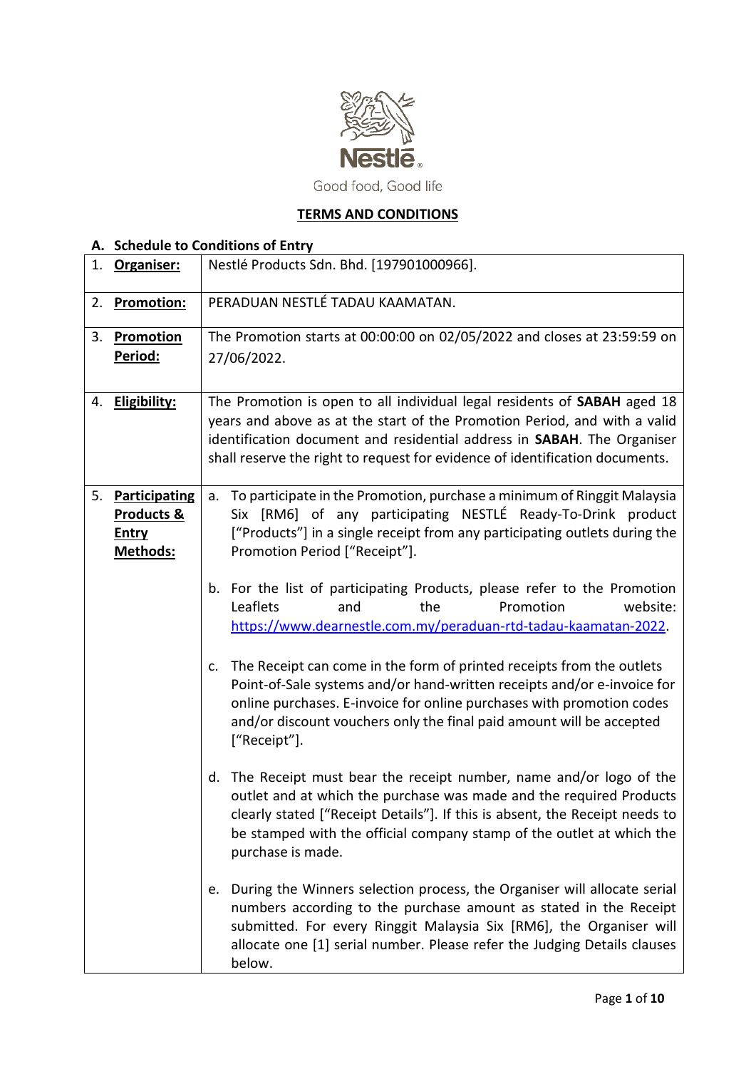Nestlé

Good food, Good life

## TERMS AND CONDITIONS

### A. Schedule to Conditions of Entry

| | |
|---|---|
| 1. **Organiser:** | Nestlé Products Sdn. Bhd. [197901000966]. |
| 2. **Promotion:** | PERADUAN NESTLÉ TADAU KAAMATAN. |
| 3. **Promotion Period:** | The Promotion starts at 00:00:00 on 02/05/2022 and closes at 23:59:59 on 27/06/2022. |
| 4. **Eligibility:** | The Promotion is open to all individual legal residents of **SABAH** aged 18 years and above as at the start of the Promotion Period, and with a valid identification document and residential address in **SABAH**. The Organiser shall reserve the right to request for evidence of identification documents. |
| 5. **Participating Products & Entry Methods:** | a. To participate in the Promotion, purchase a minimum of Ringgit Malaysia Six [RM6] of any participating NESTLÉ Ready-To-Drink product ["Products"] in a single receipt from any participating outlets during the Promotion Period ["Receipt"].<br><br>b. For the list of participating Products, please refer to the Promotion Leaflets and the Promotion website: https://www.dearnestle.com.my/peraduan-rtd-tadau-kaamatan-2022.<br><br>c. The Receipt can come in the form of printed receipts from the outlets Point-of-Sale systems and/or hand-written receipts and/or e-invoice for online purchases. E-invoice for online purchases with promotion codes and/or discount vouchers only the final paid amount will be accepted ["Receipt"].<br><br>d. The Receipt must bear the receipt number, name and/or logo of the outlet and at which the purchase was made and the required Products clearly stated ["Receipt Details"]. If this is absent, the Receipt needs to be stamped with the official company stamp of the outlet at which the purchase is made.<br><br>e. During the Winners selection process, the Organiser will allocate serial numbers according to the purchase amount as stated in the Receipt submitted. For every Ringgit Malaysia Six [RM6], the Organiser will allocate one [1] serial number. Please refer the Judging Details clauses below. |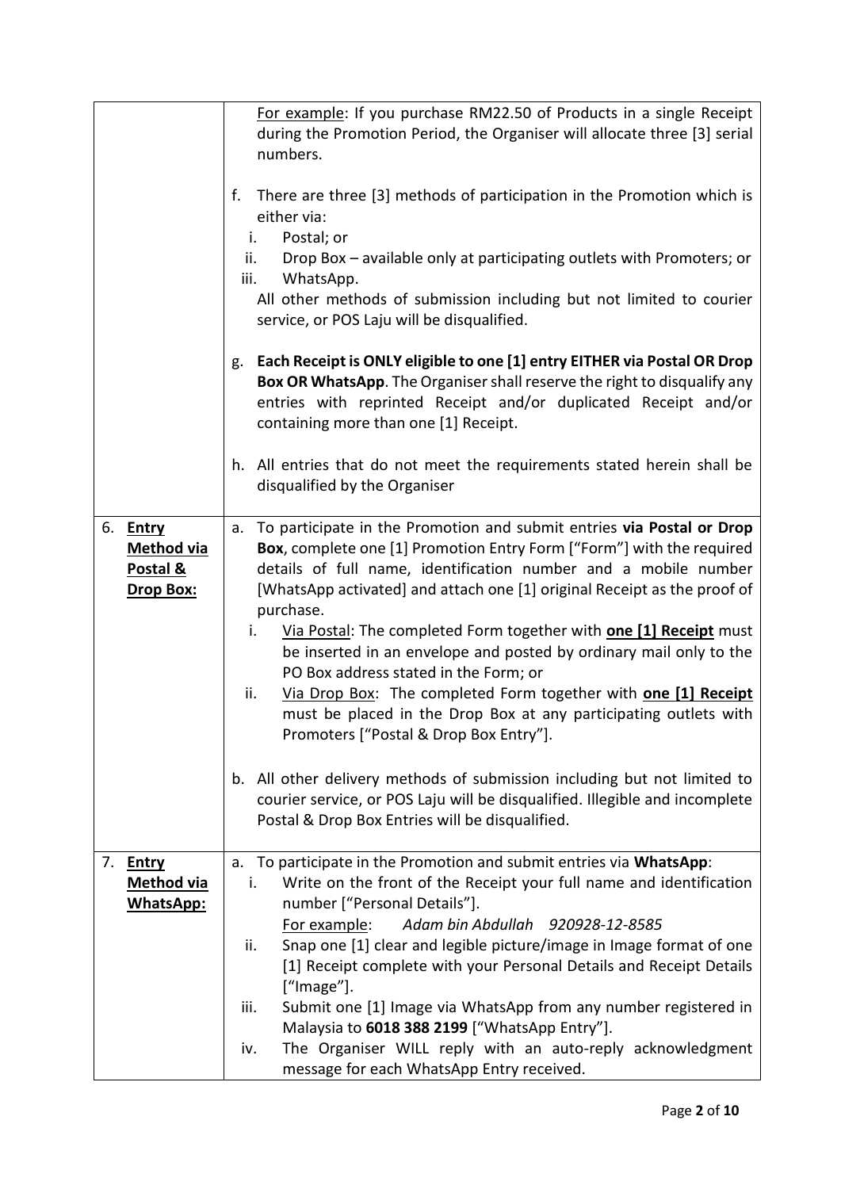| | |
|---|---|
| | <u>For example</u>: If you purchase RM22.50 of Products in a single Receipt during the Promotion Period, the Organiser will allocate three [3] serial numbers.<br><br>f. There are three [3] methods of participation in the Promotion which is either via:<br>i. Postal; or<br>ii. Drop Box – available only at participating outlets with Promoters; or<br>iii. WhatsApp.<br>All other methods of submission including but not limited to courier service, or POS Laju will be disqualified.<br><br>g. **Each Receipt is ONLY eligible to one [1] entry EITHER via Postal OR Drop Box OR WhatsApp**. The Organiser shall reserve the right to disqualify any entries with reprinted Receipt and/or duplicated Receipt and/or containing more than one [1] Receipt.<br><br>h. All entries that do not meet the requirements stated herein shall be disqualified by the Organiser |
| 6. **<u>Entry Method via Postal & Drop Box:</u>** | a. To participate in the Promotion and submit entries **via Postal or Drop Box**, complete one [1] Promotion Entry Form ["Form"] with the required details of full name, identification number and a mobile number [WhatsApp activated] and attach one [1] original Receipt as the proof of purchase.<br>i. <u>Via Postal</u>: The completed Form together with **<u>one [1] Receipt</u>** must be inserted in an envelope and posted by ordinary mail only to the PO Box address stated in the Form; or<br>ii. <u>Via Drop Box</u>: The completed Form together with **<u>one [1] Receipt</u>** must be placed in the Drop Box at any participating outlets with Promoters ["Postal & Drop Box Entry"].<br><br>b. All other delivery methods of submission including but not limited to courier service, or POS Laju will be disqualified. Illegible and incomplete Postal & Drop Box Entries will be disqualified. |
| 7. **<u>Entry Method via WhatsApp:</u>** | a. To participate in the Promotion and submit entries via **WhatsApp**:<br>i. Write on the front of the Receipt your full name and identification number ["Personal Details"].<br><u>For example</u>: *Adam bin Abdullah 920928-12-8585*<br>ii. Snap one [1] clear and legible picture/image in Image format of one [1] Receipt complete with your Personal Details and Receipt Details ["Image"].<br>iii. Submit one [1] Image via WhatsApp from any number registered in Malaysia to **6018 388 2199** ["WhatsApp Entry"].<br>iv. The Organiser WILL reply with an auto-reply acknowledgment message for each WhatsApp Entry received. |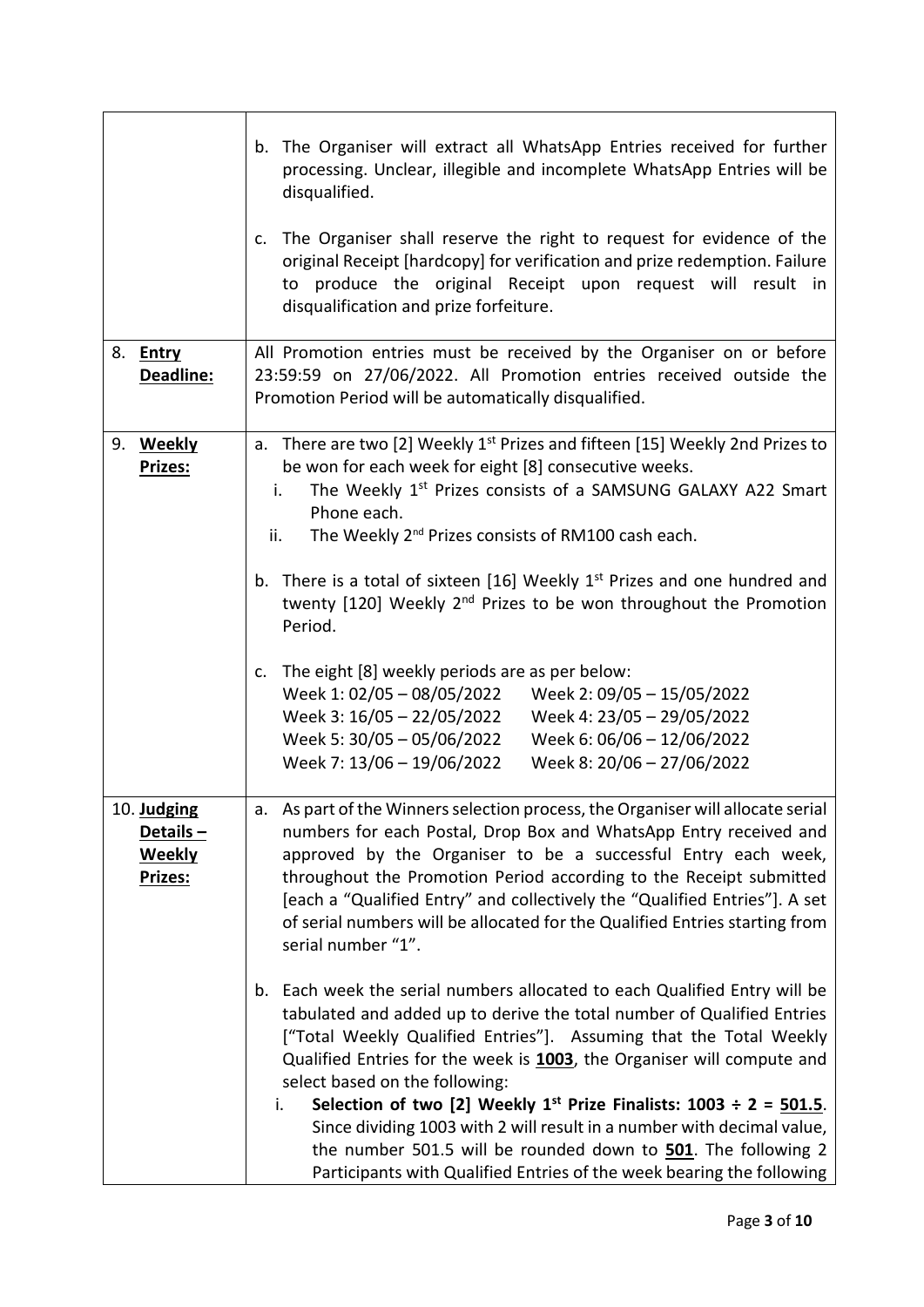| | |
|---|---|
| | b. The Organiser will extract all WhatsApp Entries received for further processing. Unclear, illegible and incomplete WhatsApp Entries will be disqualified.<br><br>c. The Organiser shall reserve the right to request for evidence of the original Receipt [hardcopy] for verification and prize redemption. Failure to produce the original Receipt upon request will result in disqualification and prize forfeiture. |
| 8. **Entry Deadline:** | All Promotion entries must be received by the Organiser on or before 23:59:59 on 27/06/2022. All Promotion entries received outside the Promotion Period will be automatically disqualified. |
| 9. **Weekly Prizes:** | a. There are two [2] Weekly 1st Prizes and fifteen [15] Weekly 2nd Prizes to be won for each week for eight [8] consecutive weeks.<br>i. The Weekly 1st Prizes consists of a SAMSUNG GALAXY A22 Smart Phone each.<br>ii. The Weekly 2nd Prizes consists of RM100 cash each.<br><br>b. There is a total of sixteen [16] Weekly 1st Prizes and one hundred and twenty [120] Weekly 2nd Prizes to be won throughout the Promotion Period.<br><br>c. The eight [8] weekly periods are as per below:<br>Week 1: 02/05 – 08/05/2022 Week 2: 09/05 – 15/05/2022<br>Week 3: 16/05 – 22/05/2022 Week 4: 23/05 – 29/05/2022<br>Week 5: 30/05 – 05/06/2022 Week 6: 06/06 – 12/06/2022<br>Week 7: 13/06 – 19/06/2022 Week 8: 20/06 – 27/06/2022 |
| 10. **Judging Details – Weekly Prizes:** | a. As part of the Winners selection process, the Organiser will allocate serial numbers for each Postal, Drop Box and WhatsApp Entry received and approved by the Organiser to be a successful Entry each week, throughout the Promotion Period according to the Receipt submitted [each a "Qualified Entry" and collectively the "Qualified Entries"]. A set of serial numbers will be allocated for the Qualified Entries starting from serial number "1".<br><br>b. Each week the serial numbers allocated to each Qualified Entry will be tabulated and added up to derive the total number of Qualified Entries ["Total Weekly Qualified Entries"]. Assuming that the Total Weekly Qualified Entries for the week is **1003**, the Organiser will compute and select based on the following:<br>i. **Selection of two [2] Weekly 1st Prize Finalists: 1003 ÷ 2 = 501.5**. Since dividing 1003 with 2 will result in a number with decimal value, the number 501.5 will be rounded down to **501**. The following 2 Participants with Qualified Entries of the week bearing the following |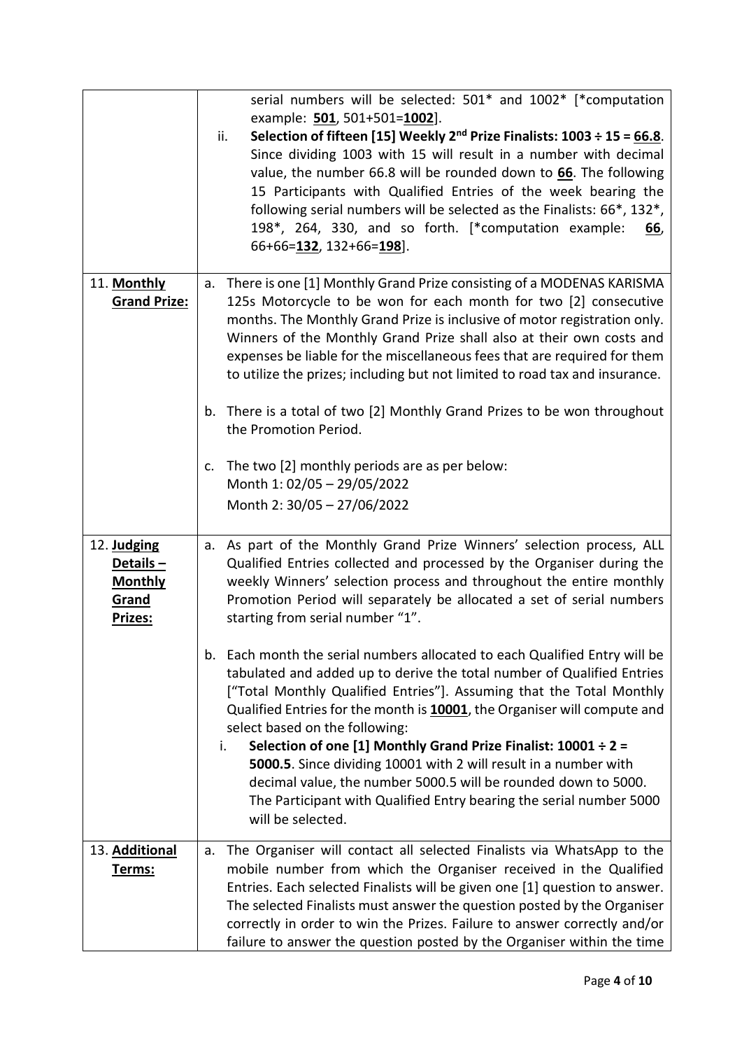| | |
|---|---|
| | serial numbers will be selected: 501* and 1002* [*computation example: **501**, 501+501=**1002**].<br>ii. **Selection of fifteen [15] Weekly 2nd Prize Finalists: 1003 ÷ 15 = 66.8**. Since dividing 1003 with 15 will result in a number with decimal value, the number 66.8 will be rounded down to **66**. The following 15 Participants with Qualified Entries of the week bearing the following serial numbers will be selected as the Finalists: 66*, 132*, 198*, 264, 330, and so forth. [*computation example: **66**, 66+66=**132**, 132+66=**198**]. |
| 11. **Monthly Grand Prize:** | a. There is one [1] Monthly Grand Prize consisting of a MODENAS KARISMA 125s Motorcycle to be won for each month for two [2] consecutive months. The Monthly Grand Prize is inclusive of motor registration only. Winners of the Monthly Grand Prize shall also at their own costs and expenses be liable for the miscellaneous fees that are required for them to utilize the prizes; including but not limited to road tax and insurance.<br><br>b. There is a total of two [2] Monthly Grand Prizes to be won throughout the Promotion Period.<br><br>c. The two [2] monthly periods are as per below:<br>Month 1: 02/05 – 29/05/2022<br>Month 2: 30/05 – 27/06/2022 |
| 12. **Judging Details – Monthly Grand Prizes:** | a. As part of the Monthly Grand Prize Winners' selection process, ALL Qualified Entries collected and processed by the Organiser during the weekly Winners' selection process and throughout the entire monthly Promotion Period will separately be allocated a set of serial numbers starting from serial number "1".<br><br>b. Each month the serial numbers allocated to each Qualified Entry will be tabulated and added up to derive the total number of Qualified Entries ["Total Monthly Qualified Entries"]. Assuming that the Total Monthly Qualified Entries for the month is **10001**, the Organiser will compute and select based on the following:<br>i. **Selection of one [1] Monthly Grand Prize Finalist: 10001 ÷ 2 = 5000.5**. Since dividing 10001 with 2 will result in a number with decimal value, the number 5000.5 will be rounded down to 5000. The Participant with Qualified Entry bearing the serial number 5000 will be selected. |
| 13. **Additional Terms:** | a. The Organiser will contact all selected Finalists via WhatsApp to the mobile number from which the Organiser received in the Qualified Entries. Each selected Finalists will be given one [1] question to answer. The selected Finalists must answer the question posted by the Organiser correctly in order to win the Prizes. Failure to answer correctly and/or failure to answer the question posted by the Organiser within the time |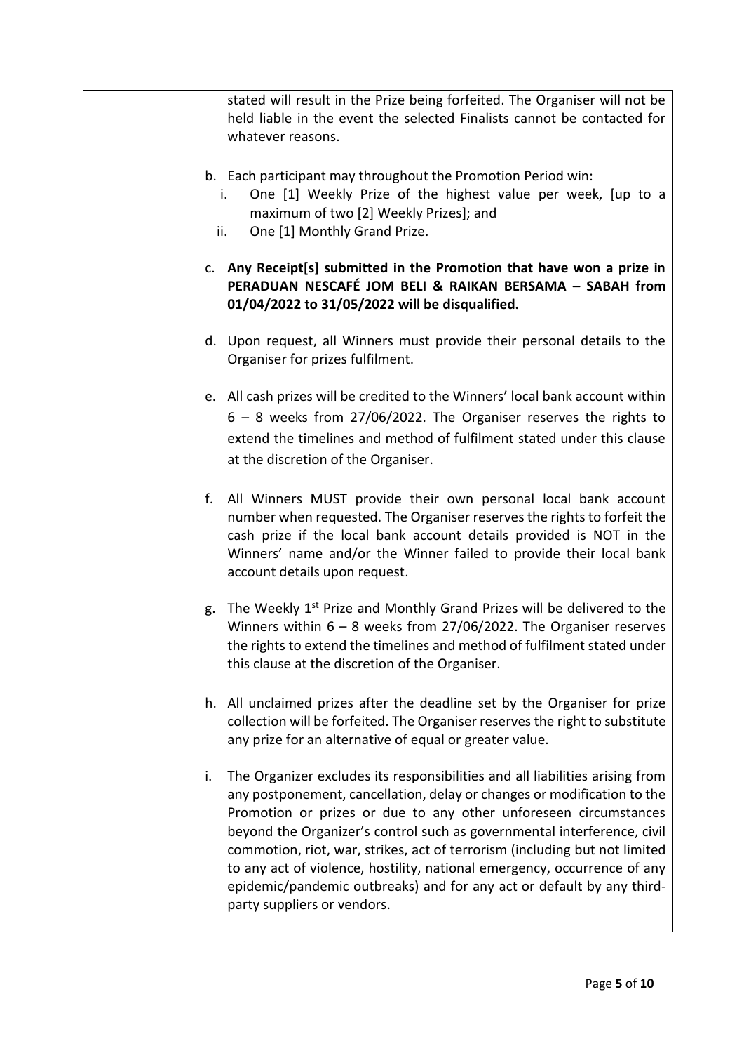| | stated will result in the Prize being forfeited. The Organiser will not be held liable in the event the selected Finalists cannot be contacted for whatever reasons.<br><br>b. Each participant may throughout the Promotion Period win:<br>i. One [1] Weekly Prize of the highest value per week, [up to a maximum of two [2] Weekly Prizes]; and<br>ii. One [1] Monthly Grand Prize.<br><br>c. **Any Receipt[s] submitted in the Promotion that have won a prize in PERADUAN NESCAFÉ JOM BELI & RAIKAN BERSAMA – SABAH from 01/04/2022 to 31/05/2022 will be disqualified.**<br><br>d. Upon request, all Winners must provide their personal details to the Organiser for prizes fulfilment.<br><br>e. All cash prizes will be credited to the Winners' local bank account within 6 – 8 weeks from 27/06/2022. The Organiser reserves the rights to extend the timelines and method of fulfilment stated under this clause at the discretion of the Organiser.<br><br>f. All Winners MUST provide their own personal local bank account number when requested. The Organiser reserves the rights to forfeit the cash prize if the local bank account details provided is NOT in the Winners' name and/or the Winner failed to provide their local bank account details upon request.<br><br>g. The Weekly 1st Prize and Monthly Grand Prizes will be delivered to the Winners within 6 – 8 weeks from 27/06/2022. The Organiser reserves the rights to extend the timelines and method of fulfilment stated under this clause at the discretion of the Organiser.<br><br>h. All unclaimed prizes after the deadline set by the Organiser for prize collection will be forfeited. The Organiser reserves the right to substitute any prize for an alternative of equal or greater value.<br><br>i. The Organizer excludes its responsibilities and all liabilities arising from any postponement, cancellation, delay or changes or modification to the Promotion or prizes or due to any other unforeseen circumstances beyond the Organizer's control such as governmental interference, civil commotion, riot, war, strikes, act of terrorism (including but not limited to any act of violence, hostility, national emergency, occurrence of any epidemic/pandemic outbreaks) and for any act or default by any third-party suppliers or vendors. |
|---|---|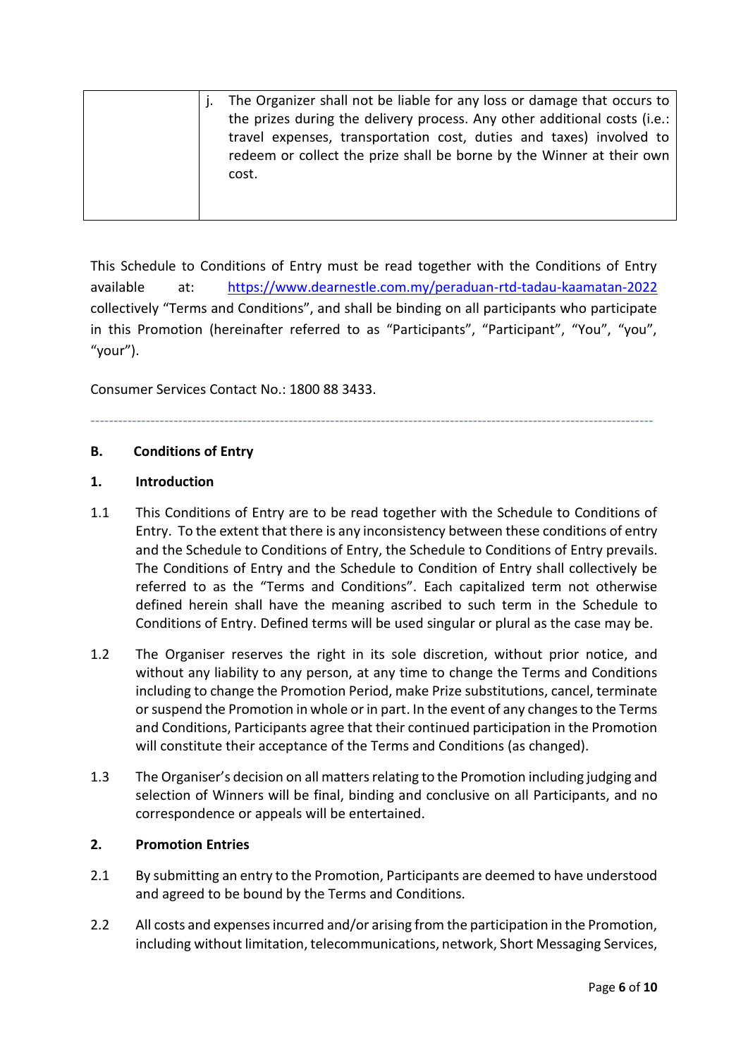| | j. The Organizer shall not be liable for any loss or damage that occurs to the prizes during the delivery process. Any other additional costs (i.e.: travel expenses, transportation cost, duties and taxes) involved to redeem or collect the prize shall be borne by the Winner at their own cost. |
|---|---|

This Schedule to Conditions of Entry must be read together with the Conditions of Entry available at: https://www.dearnestle.com.my/peraduan-rtd-tadau-kaamatan-2022 collectively "Terms and Conditions", and shall be binding on all participants who participate in this Promotion (hereinafter referred to as "Participants", "Participant", "You", "you", "your").

Consumer Services Contact No.: 1800 88 3433.

---

## B. Conditions of Entry

### 1. Introduction

1.1 This Conditions of Entry are to be read together with the Schedule to Conditions of Entry. To the extent that there is any inconsistency between these conditions of entry and the Schedule to Conditions of Entry, the Schedule to Conditions of Entry prevails. The Conditions of Entry and the Schedule to Condition of Entry shall collectively be referred to as the "Terms and Conditions". Each capitalized term not otherwise defined herein shall have the meaning ascribed to such term in the Schedule to Conditions of Entry. Defined terms will be used singular or plural as the case may be.

1.2 The Organiser reserves the right in its sole discretion, without prior notice, and without any liability to any person, at any time to change the Terms and Conditions including to change the Promotion Period, make Prize substitutions, cancel, terminate or suspend the Promotion in whole or in part. In the event of any changes to the Terms and Conditions, Participants agree that their continued participation in the Promotion will constitute their acceptance of the Terms and Conditions (as changed).

1.3 The Organiser's decision on all matters relating to the Promotion including judging and selection of Winners will be final, binding and conclusive on all Participants, and no correspondence or appeals will be entertained.

### 2. Promotion Entries

2.1 By submitting an entry to the Promotion, Participants are deemed to have understood and agreed to be bound by the Terms and Conditions.

2.2 All costs and expenses incurred and/or arising from the participation in the Promotion, including without limitation, telecommunications, network, Short Messaging Services,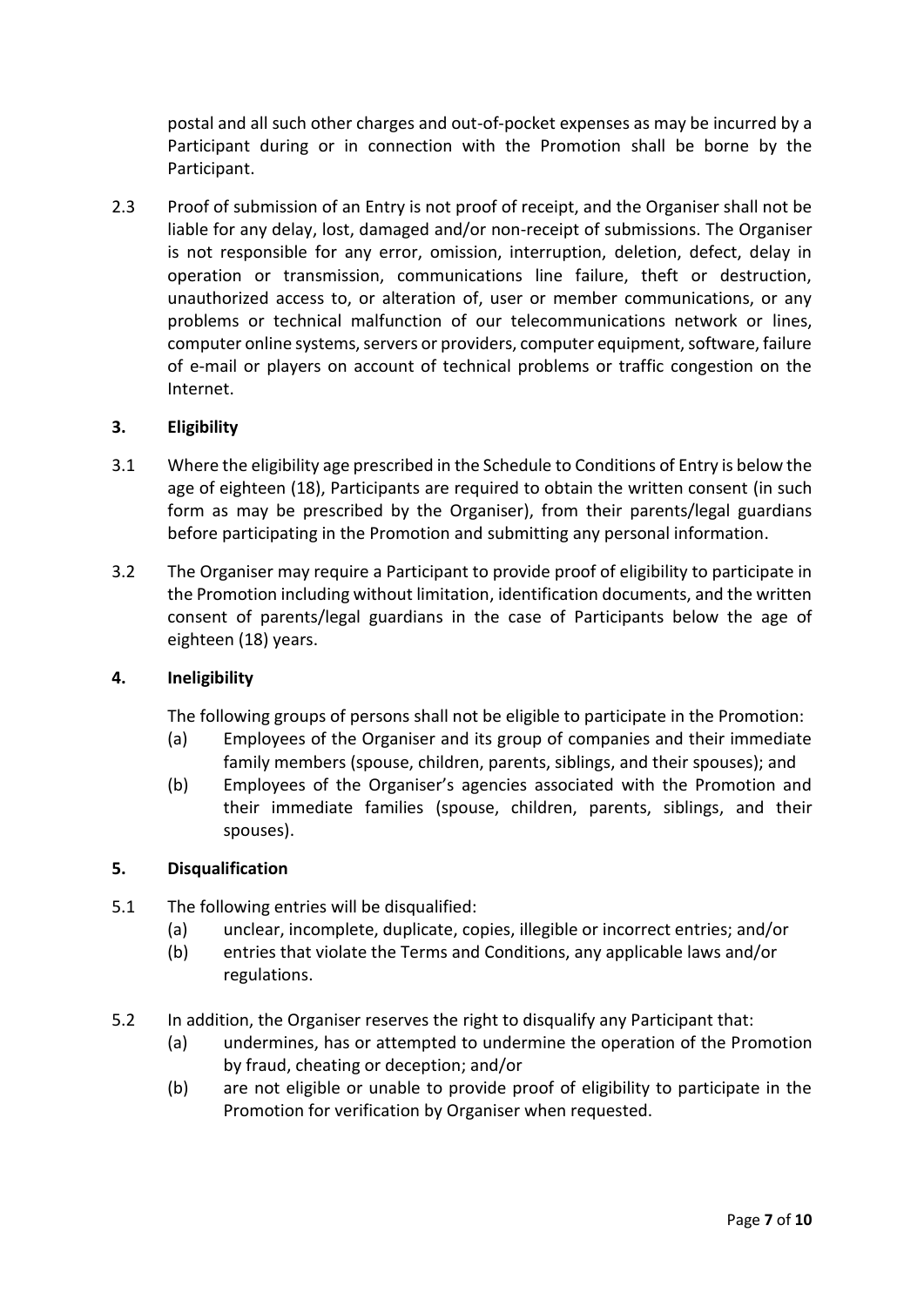postal and all such other charges and out-of-pocket expenses as may be incurred by a Participant during or in connection with the Promotion shall be borne by the Participant.

2.3 Proof of submission of an Entry is not proof of receipt, and the Organiser shall not be liable for any delay, lost, damaged and/or non-receipt of submissions. The Organiser is not responsible for any error, omission, interruption, deletion, defect, delay in operation or transmission, communications line failure, theft or destruction, unauthorized access to, or alteration of, user or member communications, or any problems or technical malfunction of our telecommunications network or lines, computer online systems, servers or providers, computer equipment, software, failure of e-mail or players on account of technical problems or traffic congestion on the Internet.

## 3. Eligibility

3.1 Where the eligibility age prescribed in the Schedule to Conditions of Entry is below the age of eighteen (18), Participants are required to obtain the written consent (in such form as may be prescribed by the Organiser), from their parents/legal guardians before participating in the Promotion and submitting any personal information.

3.2 The Organiser may require a Participant to provide proof of eligibility to participate in the Promotion including without limitation, identification documents, and the written consent of parents/legal guardians in the case of Participants below the age of eighteen (18) years.

## 4. Ineligibility

The following groups of persons shall not be eligible to participate in the Promotion:

(a) Employees of the Organiser and its group of companies and their immediate family members (spouse, children, parents, siblings, and their spouses); and

(b) Employees of the Organiser's agencies associated with the Promotion and their immediate families (spouse, children, parents, siblings, and their spouses).

## 5. Disqualification

5.1 The following entries will be disqualified:

(a) unclear, incomplete, duplicate, copies, illegible or incorrect entries; and/or

(b) entries that violate the Terms and Conditions, any applicable laws and/or regulations.

5.2 In addition, the Organiser reserves the right to disqualify any Participant that:

(a) undermines, has or attempted to undermine the operation of the Promotion by fraud, cheating or deception; and/or

(b) are not eligible or unable to provide proof of eligibility to participate in the Promotion for verification by Organiser when requested.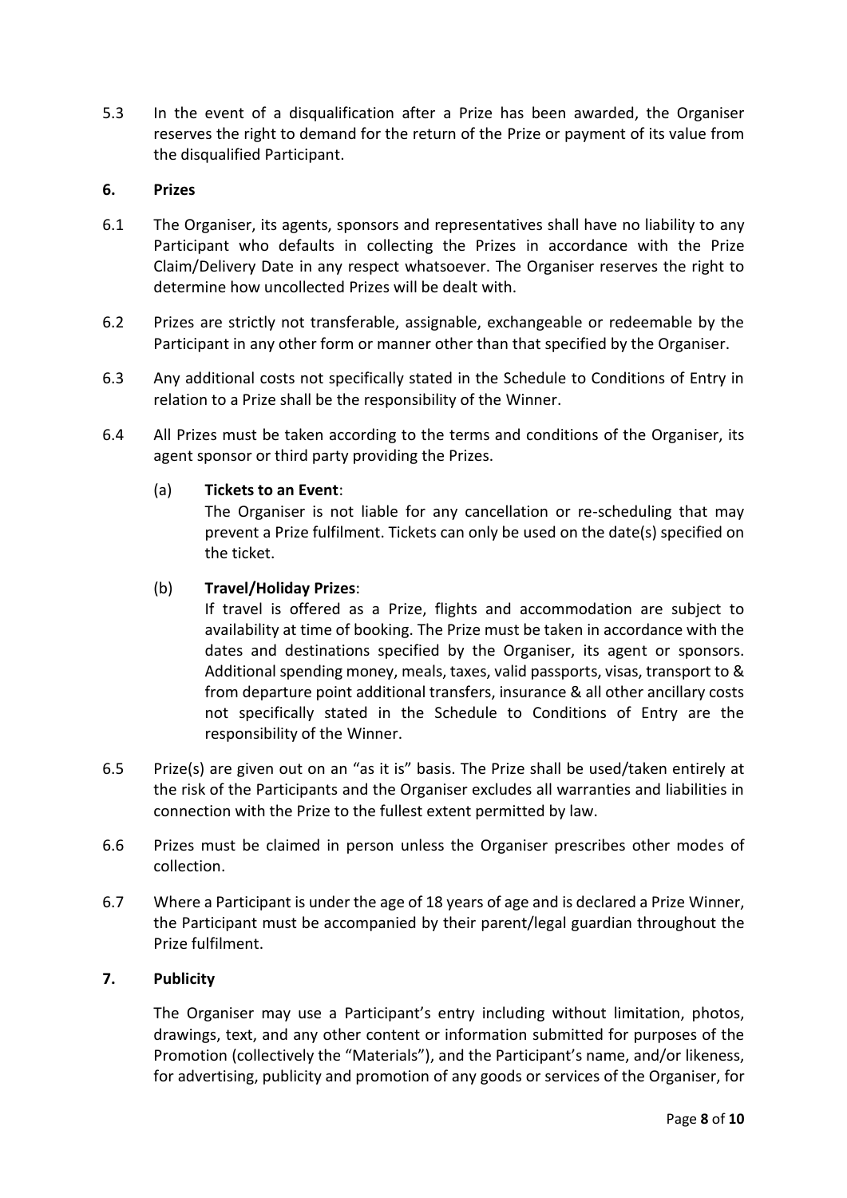5.3 In the event of a disqualification after a Prize has been awarded, the Organiser reserves the right to demand for the return of the Prize or payment of its value from the disqualified Participant.

## 6. Prizes

6.1 The Organiser, its agents, sponsors and representatives shall have no liability to any Participant who defaults in collecting the Prizes in accordance with the Prize Claim/Delivery Date in any respect whatsoever. The Organiser reserves the right to determine how uncollected Prizes will be dealt with.

6.2 Prizes are strictly not transferable, assignable, exchangeable or redeemable by the Participant in any other form or manner other than that specified by the Organiser.

6.3 Any additional costs not specifically stated in the Schedule to Conditions of Entry in relation to a Prize shall be the responsibility of the Winner.

6.4 All Prizes must be taken according to the terms and conditions of the Organiser, its agent sponsor or third party providing the Prizes.

(a) **Tickets to an Event**:
The Organiser is not liable for any cancellation or re-scheduling that may prevent a Prize fulfilment. Tickets can only be used on the date(s) specified on the ticket.

(b) **Travel/Holiday Prizes**:
If travel is offered as a Prize, flights and accommodation are subject to availability at time of booking. The Prize must be taken in accordance with the dates and destinations specified by the Organiser, its agent or sponsors. Additional spending money, meals, taxes, valid passports, visas, transport to & from departure point additional transfers, insurance & all other ancillary costs not specifically stated in the Schedule to Conditions of Entry are the responsibility of the Winner.

6.5 Prize(s) are given out on an "as it is" basis. The Prize shall be used/taken entirely at the risk of the Participants and the Organiser excludes all warranties and liabilities in connection with the Prize to the fullest extent permitted by law.

6.6 Prizes must be claimed in person unless the Organiser prescribes other modes of collection.

6.7 Where a Participant is under the age of 18 years of age and is declared a Prize Winner, the Participant must be accompanied by their parent/legal guardian throughout the Prize fulfilment.

## 7. Publicity

The Organiser may use a Participant's entry including without limitation, photos, drawings, text, and any other content or information submitted for purposes of the Promotion (collectively the "Materials"), and the Participant's name, and/or likeness, for advertising, publicity and promotion of any goods or services of the Organiser, for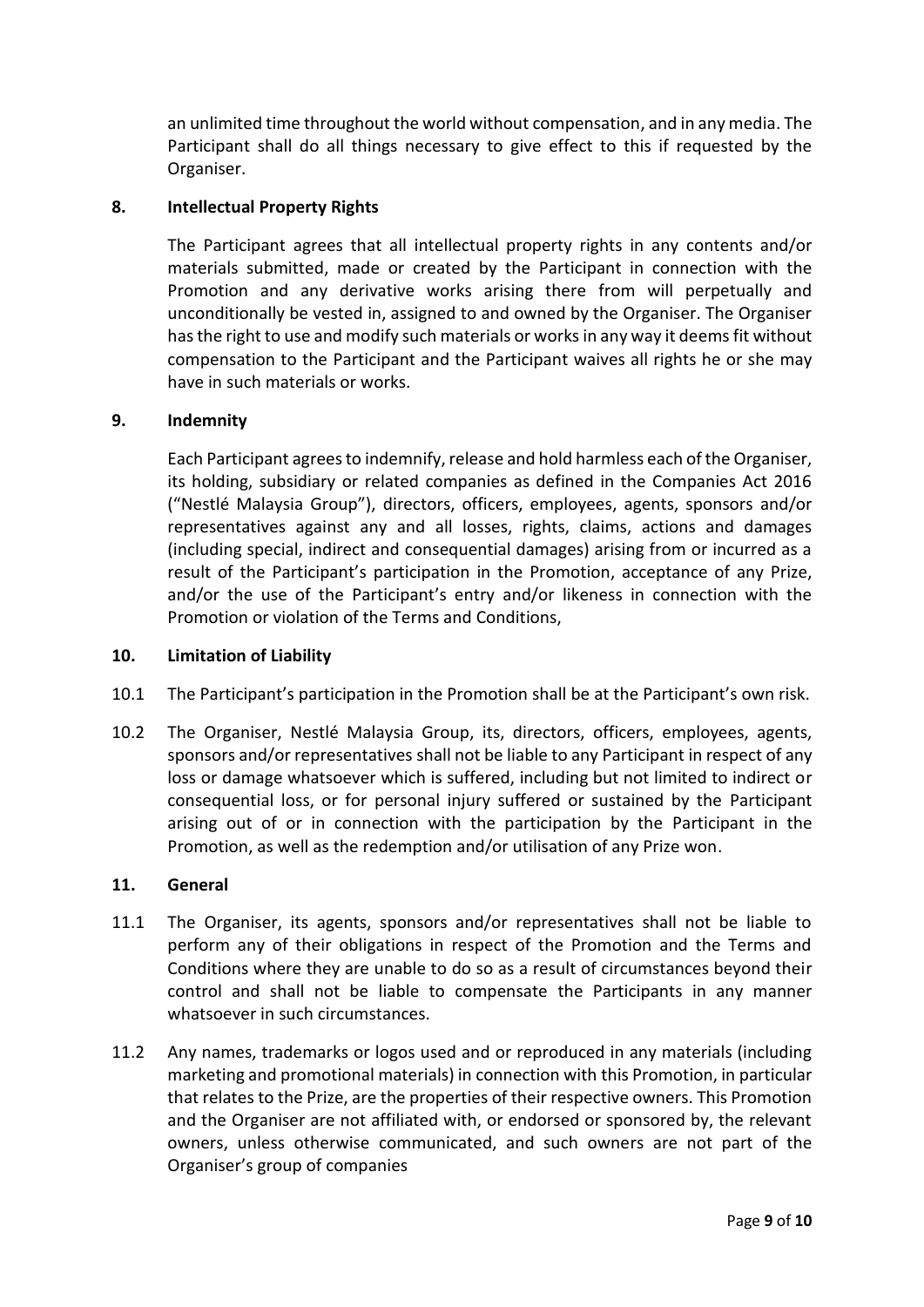an unlimited time throughout the world without compensation, and in any media. The Participant shall do all things necessary to give effect to this if requested by the Organiser.

## 8. Intellectual Property Rights

The Participant agrees that all intellectual property rights in any contents and/or materials submitted, made or created by the Participant in connection with the Promotion and any derivative works arising there from will perpetually and unconditionally be vested in, assigned to and owned by the Organiser. The Organiser has the right to use and modify such materials or works in any way it deems fit without compensation to the Participant and the Participant waives all rights he or she may have in such materials or works.

## 9. Indemnity

Each Participant agrees to indemnify, release and hold harmless each of the Organiser, its holding, subsidiary or related companies as defined in the Companies Act 2016 ("Nestlé Malaysia Group"), directors, officers, employees, agents, sponsors and/or representatives against any and all losses, rights, claims, actions and damages (including special, indirect and consequential damages) arising from or incurred as a result of the Participant's participation in the Promotion, acceptance of any Prize, and/or the use of the Participant's entry and/or likeness in connection with the Promotion or violation of the Terms and Conditions,

## 10. Limitation of Liability

10.1 The Participant's participation in the Promotion shall be at the Participant's own risk.

10.2 The Organiser, Nestlé Malaysia Group, its, directors, officers, employees, agents, sponsors and/or representatives shall not be liable to any Participant in respect of any loss or damage whatsoever which is suffered, including but not limited to indirect or consequential loss, or for personal injury suffered or sustained by the Participant arising out of or in connection with the participation by the Participant in the Promotion, as well as the redemption and/or utilisation of any Prize won.

## 11. General

11.1 The Organiser, its agents, sponsors and/or representatives shall not be liable to perform any of their obligations in respect of the Promotion and the Terms and Conditions where they are unable to do so as a result of circumstances beyond their control and shall not be liable to compensate the Participants in any manner whatsoever in such circumstances.

11.2 Any names, trademarks or logos used and or reproduced in any materials (including marketing and promotional materials) in connection with this Promotion, in particular that relates to the Prize, are the properties of their respective owners. This Promotion and the Organiser are not affiliated with, or endorsed or sponsored by, the relevant owners, unless otherwise communicated, and such owners are not part of the Organiser's group of companies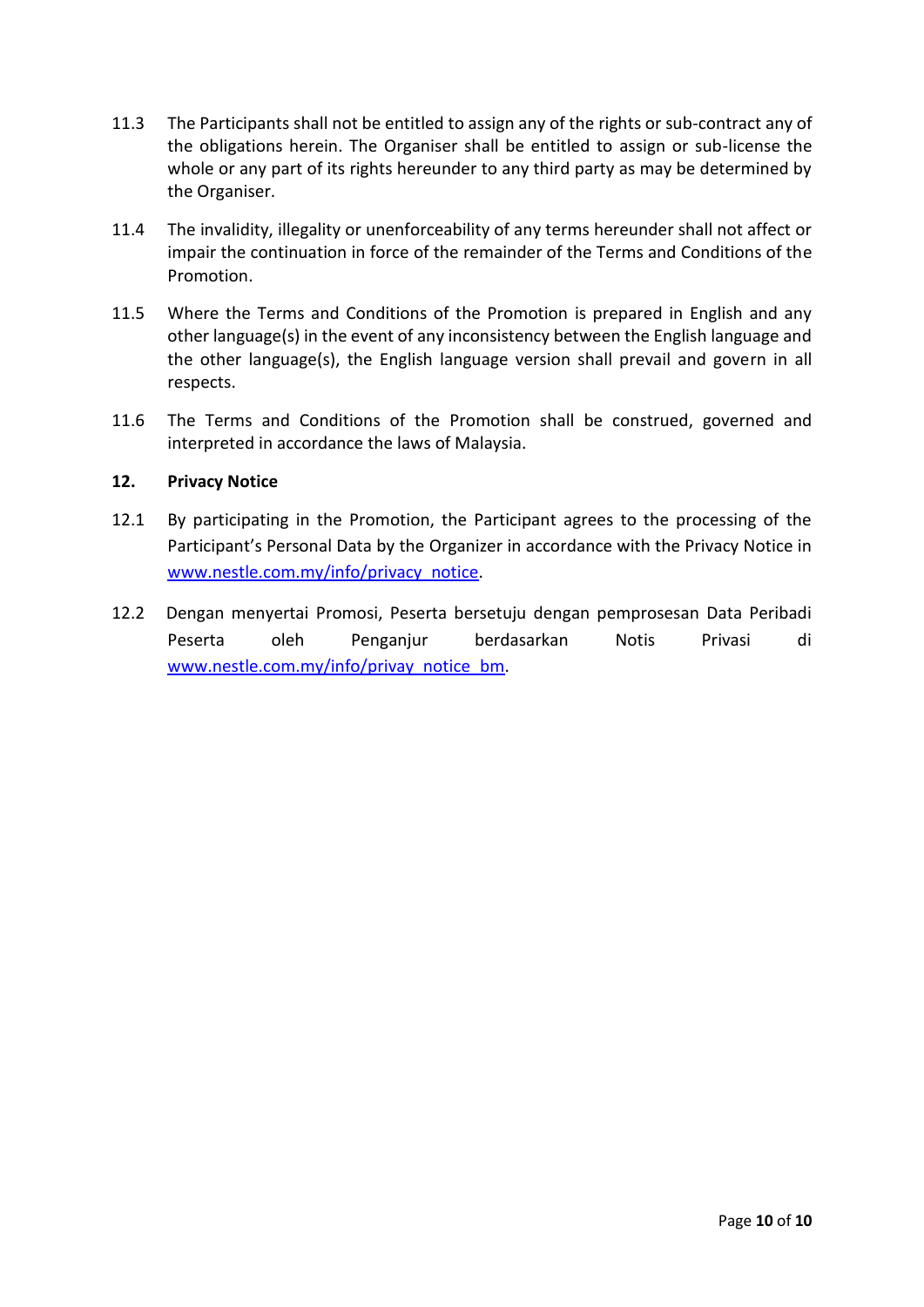11.3 The Participants shall not be entitled to assign any of the rights or sub-contract any of the obligations herein. The Organiser shall be entitled to assign or sub-license the whole or any part of its rights hereunder to any third party as may be determined by the Organiser.

11.4 The invalidity, illegality or unenforceability of any terms hereunder shall not affect or impair the continuation in force of the remainder of the Terms and Conditions of the Promotion.

11.5 Where the Terms and Conditions of the Promotion is prepared in English and any other language(s) in the event of any inconsistency between the English language and the other language(s), the English language version shall prevail and govern in all respects.

11.6 The Terms and Conditions of the Promotion shall be construed, governed and interpreted in accordance the laws of Malaysia.

**12. Privacy Notice**

12.1 By participating in the Promotion, the Participant agrees to the processing of the Participant's Personal Data by the Organizer in accordance with the Privacy Notice in www.nestle.com.my/info/privacy_notice.

12.2 Dengan menyertai Promosi, Peserta bersetuju dengan pemprosesan Data Peribadi Peserta oleh Penganjur berdasarkan Notis Privasi di www.nestle.com.my/info/privay_notice_bm.